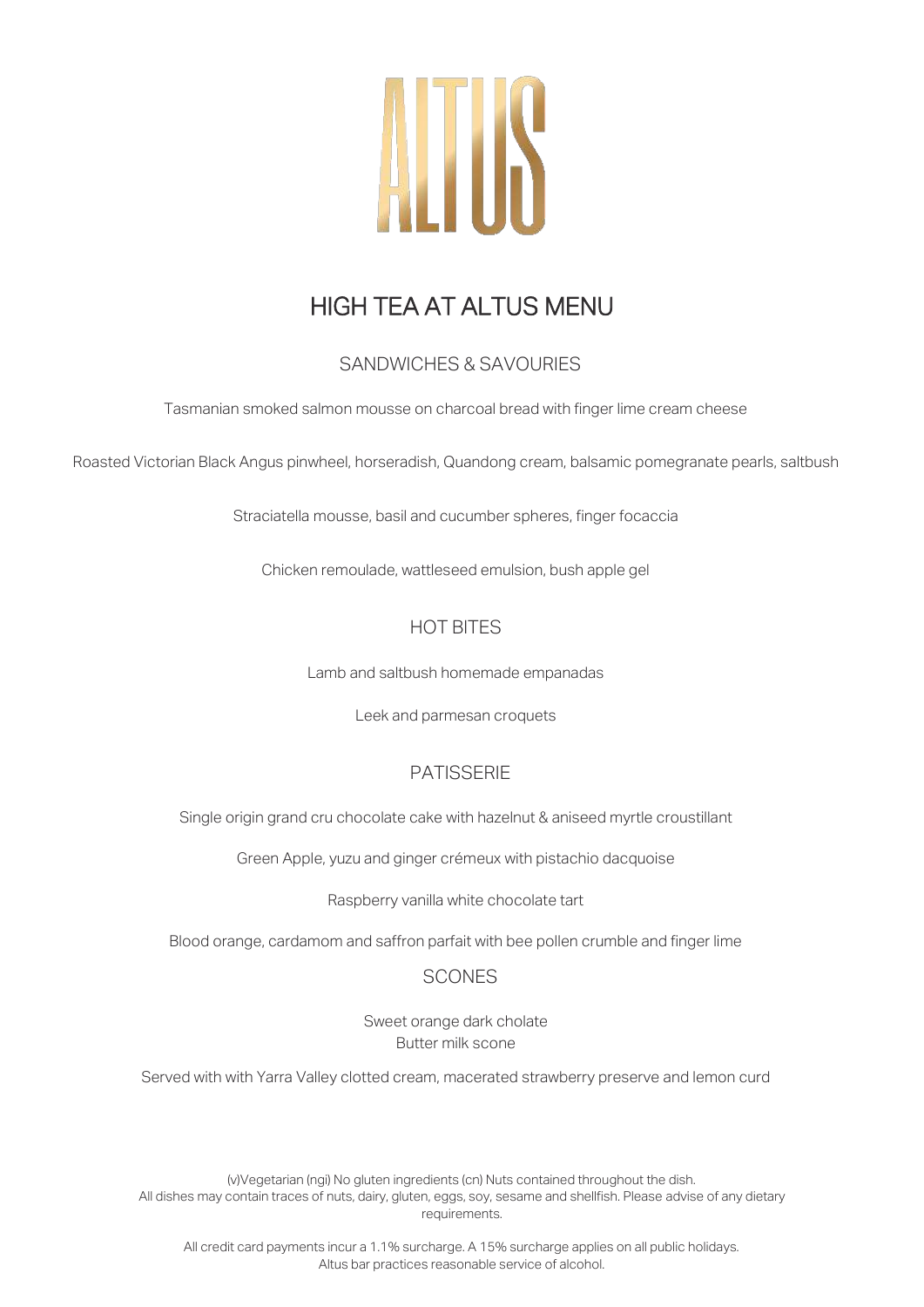# ALTUS

## HIGH TEA AT ALTUS MENU

### SANDWICHES & SAVOURIES

Tasmanian smoked salmon mousse on charcoal bread with finger lime cream cheese

Roasted Victorian Black Angus pinwheel, horseradish, Quandong cream, balsamic pomegranate pearls, saltbush

Straciatella mousse, basil and cucumber spheres, finger focaccia

Chicken remoulade, wattleseed emulsion, bush apple gel

### HOT BITES

Lamb and saltbush homemade empanadas

Leek and parmesan croquets

### PATISSERIE

Single origin grand cru chocolate cake with hazelnut & aniseed myrtle croustillant

Green Apple, yuzu and ginger crémeux with pistachio dacquoise

Raspberry vanilla white chocolate tart

Blood orange, cardamom and saffron parfait with bee pollen crumble and finger lime

### SCONES

Sweet orange dark cholate
Butter milk scone

Served with with Yarra Valley clotted cream, macerated strawberry preserve and lemon curd

(v)Vegetarian (ngi) No gluten ingredients (cn) Nuts contained throughout the dish.
All dishes may contain traces of nuts, dairy, gluten, eggs, soy, sesame and shellfish. Please advise of any dietary requirements.

All credit card payments incur a 1.1% surcharge. A 15% surcharge applies on all public holidays.
Altus bar practices reasonable service of alcohol.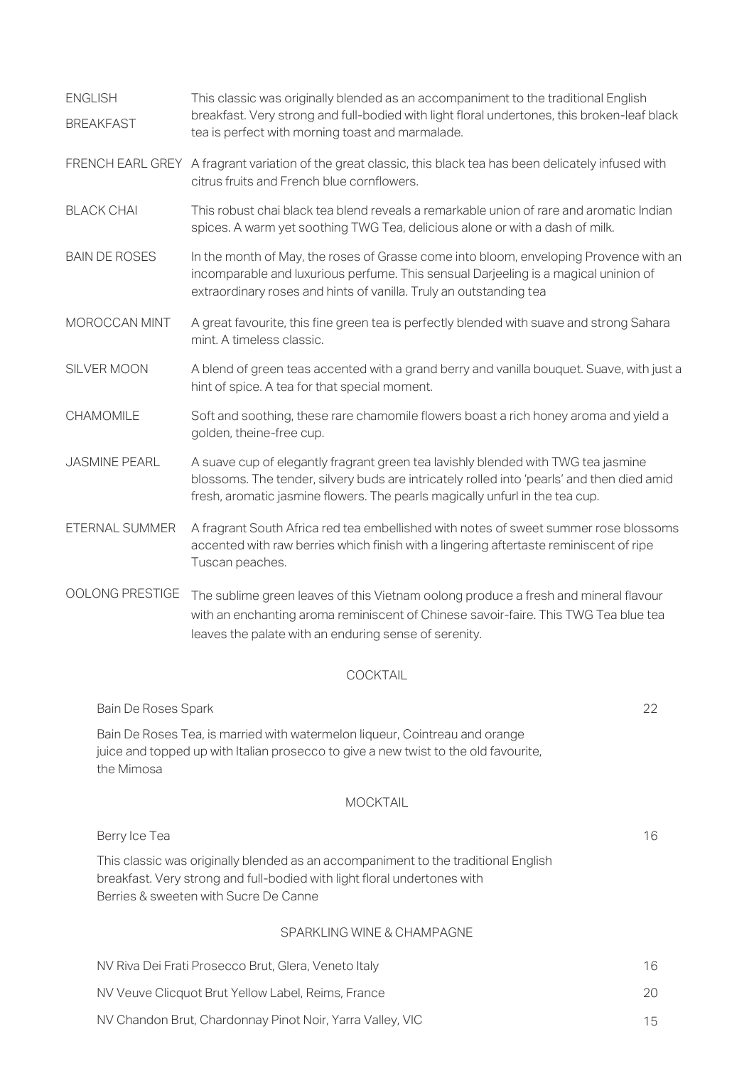| | |
|---|---|
| ENGLISH BREAKFAST | This classic was originally blended as an accompaniment to the traditional English breakfast. Very strong and full-bodied with light floral undertones, this broken-leaf black tea is perfect with morning toast and marmalade. |
| FRENCH EARL GREY | A fragrant variation of the great classic, this black tea has been delicately infused with citrus fruits and French blue cornflowers. |
| BLACK CHAI | This robust chai black tea blend reveals a remarkable union of rare and aromatic Indian spices. A warm yet soothing TWG Tea, delicious alone or with a dash of milk. |
| BAIN DE ROSES | In the month of May, the roses of Grasse come into bloom, enveloping Provence with an incomparable and luxurious perfume. This sensual Darjeeling is a magical uninion of extraordinary roses and hints of vanilla. Truly an outstanding tea |
| MOROCCAN MINT | A great favourite, this fine green tea is perfectly blended with suave and strong Sahara mint. A timeless classic. |
| SILVER MOON | A blend of green teas accented with a grand berry and vanilla bouquet. Suave, with just a hint of spice. A tea for that special moment. |
| CHAMOMILE | Soft and soothing, these rare chamomile flowers boast a rich honey aroma and yield a golden, theine-free cup. |
| JASMINE PEARL | A suave cup of elegantly fragrant green tea lavishly blended with TWG tea jasmine blossoms. The tender, silvery buds are intricately rolled into 'pearls' and then died amid fresh, aromatic jasmine flowers. The pearls magically unfurl in the tea cup. |
| ETERNAL SUMMER | A fragrant South Africa red tea embellished with notes of sweet summer rose blossoms accented with raw berries which finish with a lingering aftertaste reminiscent of ripe Tuscan peaches. |
| OOLONG PRESTIGE | The sublime green leaves of this Vietnam oolong produce a fresh and mineral flavour with an enchanting aroma reminiscent of Chinese savoir-faire. This TWG Tea blue tea leaves the palate with an enduring sense of serenity. |

## COCKTAIL

**Bain De Roses Spark** — 22

Bain De Roses Tea, is married with watermelon liqueur, Cointreau and orange juice and topped up with Italian prosecco to give a new twist to the old favourite, the Mimosa

## MOCKTAIL

**Berry Ice Tea** — 16

This classic was originally blended as an accompaniment to the traditional English breakfast. Very strong and full-bodied with light floral undertones with Berries & sweeten with Sucre De Canne

## SPARKLING WINE & CHAMPAGNE

| | |
|---|---|
| NV Riva Dei Frati Prosecco Brut, Glera, Veneto Italy | 16 |
| NV Veuve Clicquot Brut Yellow Label, Reims, France | 20 |
| NV Chandon Brut, Chardonnay Pinot Noir, Yarra Valley, VIC | 15 |